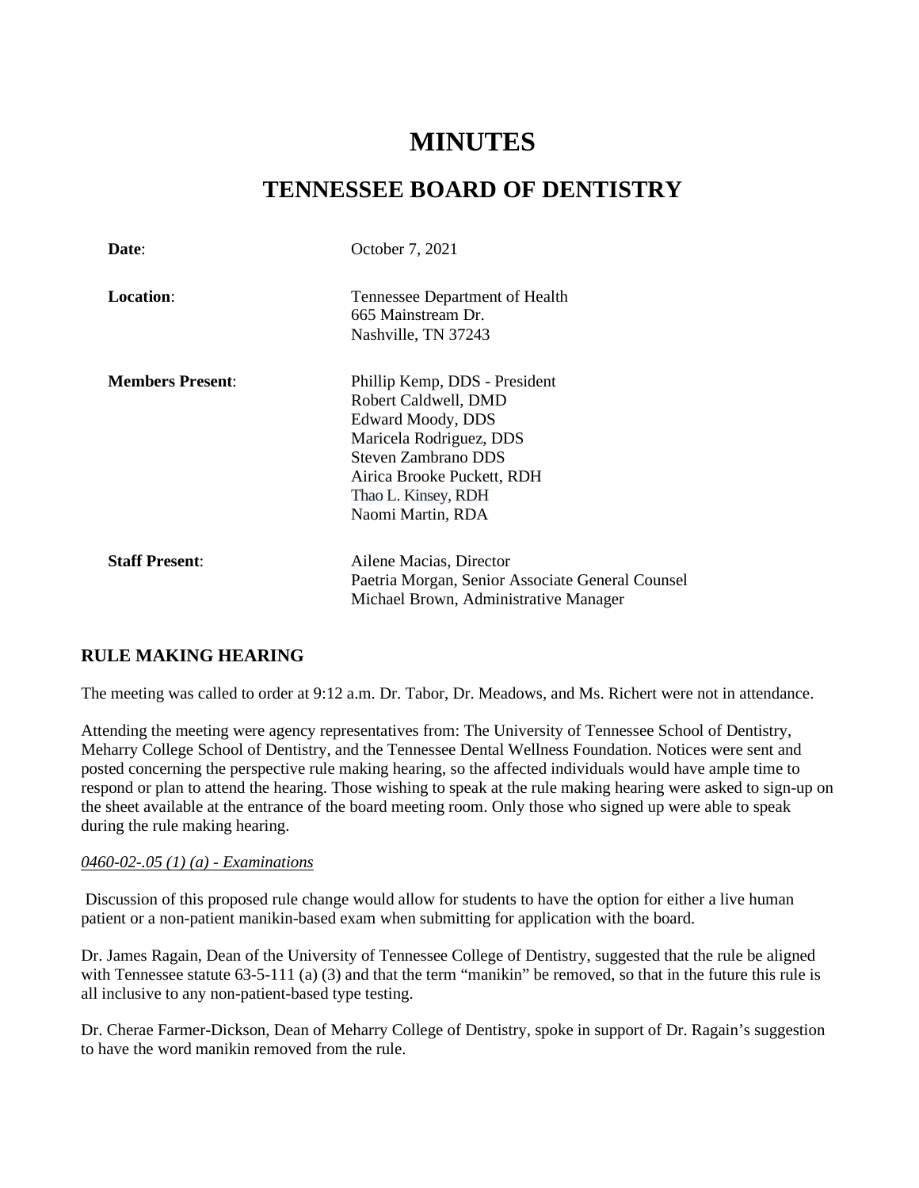# MINUTES

## TENNESSEE BOARD OF DENTISTRY

| | |
|---|---|
| **Date**: | October 7, 2021 |
| **Location**: | Tennessee Department of Health<br>665 Mainstream Dr.<br>Nashville, TN 37243 |
| **Members Present**: | Phillip Kemp, DDS - President<br>Robert Caldwell, DMD<br>Edward Moody, DDS<br>Maricela Rodriguez, DDS<br>Steven Zambrano DDS<br>Airica Brooke Puckett, RDH<br>Thao L. Kinsey, RDH<br>Naomi Martin, RDA |
| **Staff Present**: | Ailene Macias, Director<br>Paetria Morgan, Senior Associate General Counsel<br>Michael Brown, Administrative Manager |

### RULE MAKING HEARING

The meeting was called to order at 9:12 a.m. Dr. Tabor, Dr. Meadows, and Ms. Richert were not in attendance.

Attending the meeting were agency representatives from: The University of Tennessee School of Dentistry, Meharry College School of Dentistry, and the Tennessee Dental Wellness Foundation. Notices were sent and posted concerning the perspective rule making hearing, so the affected individuals would have ample time to respond or plan to attend the hearing. Those wishing to speak at the rule making hearing were asked to sign-up on the sheet available at the entrance of the board meeting room. Only those who signed up were able to speak during the rule making hearing.

*0460-02-.05 (1) (a) - Examinations*

Discussion of this proposed rule change would allow for students to have the option for either a live human patient or a non-patient manikin-based exam when submitting for application with the board.

Dr. James Ragain, Dean of the University of Tennessee College of Dentistry, suggested that the rule be aligned with Tennessee statute 63-5-111 (a) (3) and that the term "manikin" be removed, so that in the future this rule is all inclusive to any non-patient-based type testing.

Dr. Cherae Farmer-Dickson, Dean of Meharry College of Dentistry, spoke in support of Dr. Ragain's suggestion to have the word manikin removed from the rule.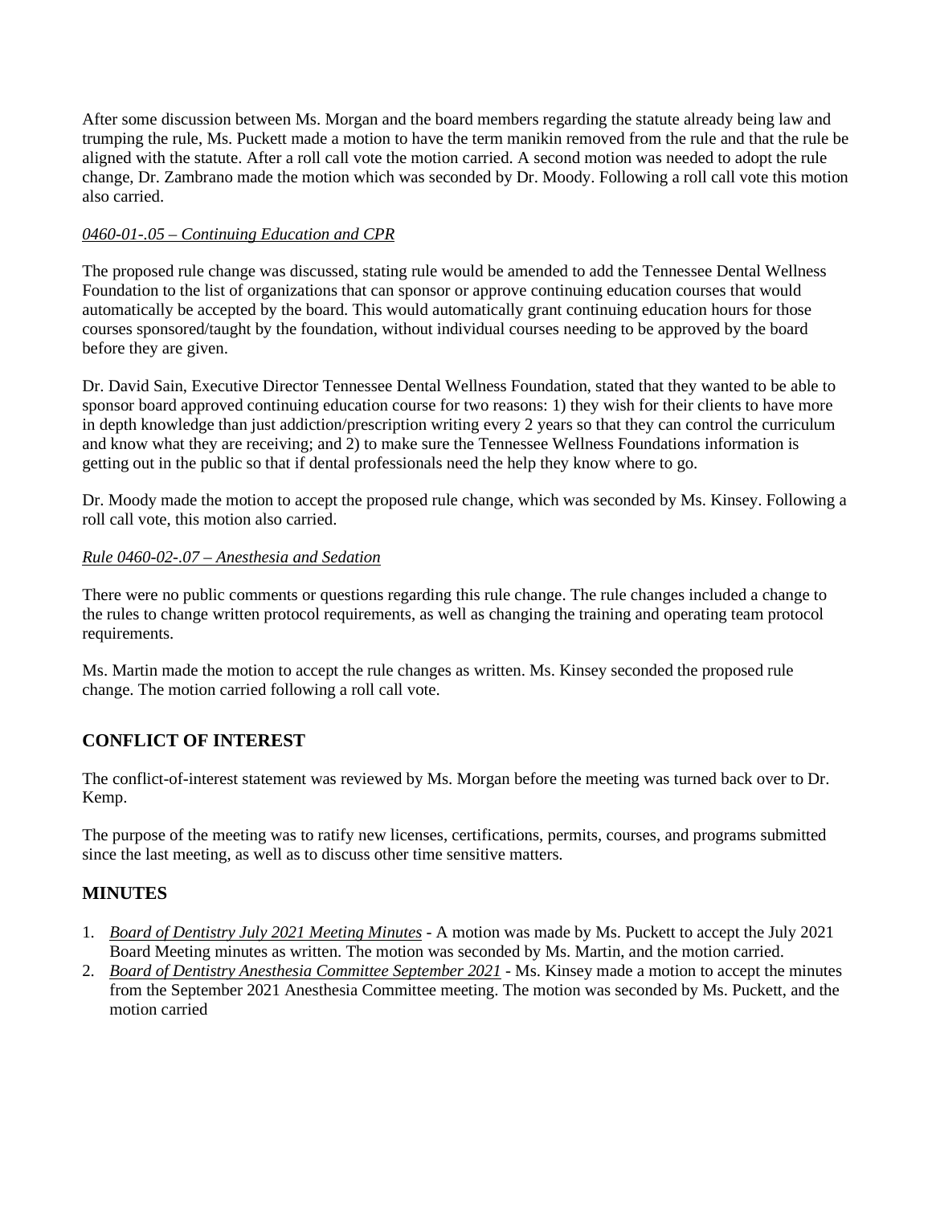After some discussion between Ms. Morgan and the board members regarding the statute already being law and trumping the rule, Ms. Puckett made a motion to have the term manikin removed from the rule and that the rule be aligned with the statute. After a roll call vote the motion carried. A second motion was needed to adopt the rule change, Dr. Zambrano made the motion which was seconded by Dr. Moody. Following a roll call vote this motion also carried.

*0460-01-.05 – Continuing Education and CPR*

The proposed rule change was discussed, stating rule would be amended to add the Tennessee Dental Wellness Foundation to the list of organizations that can sponsor or approve continuing education courses that would automatically be accepted by the board. This would automatically grant continuing education hours for those courses sponsored/taught by the foundation, without individual courses needing to be approved by the board before they are given.

Dr. David Sain, Executive Director Tennessee Dental Wellness Foundation, stated that they wanted to be able to sponsor board approved continuing education course for two reasons: 1) they wish for their clients to have more in depth knowledge than just addiction/prescription writing every 2 years so that they can control the curriculum and know what they are receiving; and 2) to make sure the Tennessee Wellness Foundations information is getting out in the public so that if dental professionals need the help they know where to go.

Dr. Moody made the motion to accept the proposed rule change, which was seconded by Ms. Kinsey. Following a roll call vote, this motion also carried.

*Rule 0460-02-.07 – Anesthesia and Sedation*

There were no public comments or questions regarding this rule change. The rule changes included a change to the rules to change written protocol requirements, as well as changing the training and operating team protocol requirements.

Ms. Martin made the motion to accept the rule changes as written. Ms. Kinsey seconded the proposed rule change. The motion carried following a roll call vote.

## CONFLICT OF INTEREST

The conflict-of-interest statement was reviewed by Ms. Morgan before the meeting was turned back over to Dr. Kemp.

The purpose of the meeting was to ratify new licenses, certifications, permits, courses, and programs submitted since the last meeting, as well as to discuss other time sensitive matters.

## MINUTES

1. *Board of Dentistry July 2021 Meeting Minutes* - A motion was made by Ms. Puckett to accept the July 2021 Board Meeting minutes as written. The motion was seconded by Ms. Martin, and the motion carried.
2. *Board of Dentistry Anesthesia Committee September 2021* - Ms. Kinsey made a motion to accept the minutes from the September 2021 Anesthesia Committee meeting. The motion was seconded by Ms. Puckett, and the motion carried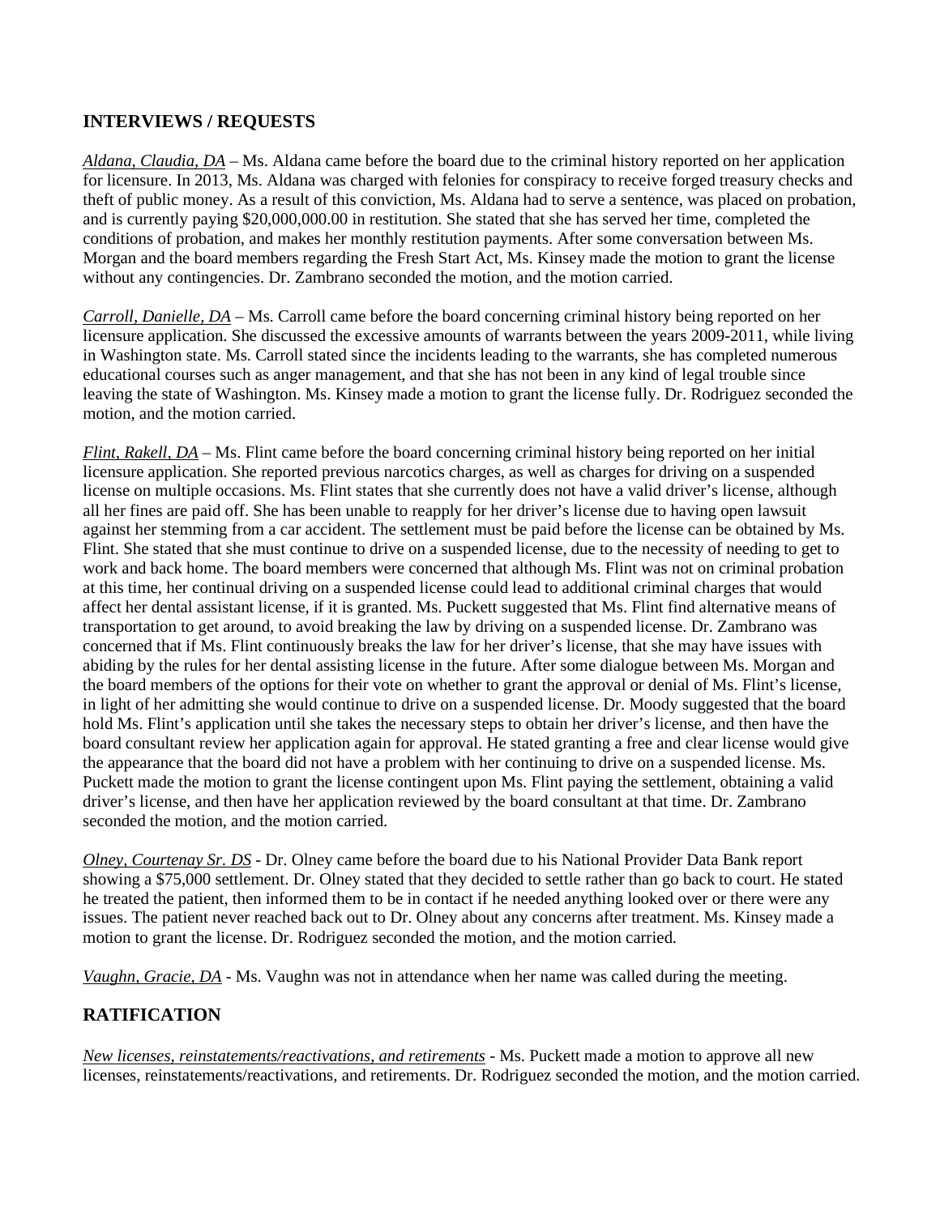## INTERVIEWS / REQUESTS

*Aldana, Claudia, DA* – Ms. Aldana came before the board due to the criminal history reported on her application for licensure. In 2013, Ms. Aldana was charged with felonies for conspiracy to receive forged treasury checks and theft of public money. As a result of this conviction, Ms. Aldana had to serve a sentence, was placed on probation, and is currently paying $20,000,000.00 in restitution. She stated that she has served her time, completed the conditions of probation, and makes her monthly restitution payments. After some conversation between Ms. Morgan and the board members regarding the Fresh Start Act, Ms. Kinsey made the motion to grant the license without any contingencies. Dr. Zambrano seconded the motion, and the motion carried.

*Carroll, Danielle, DA* – Ms. Carroll came before the board concerning criminal history being reported on her licensure application. She discussed the excessive amounts of warrants between the years 2009-2011, while living in Washington state. Ms. Carroll stated since the incidents leading to the warrants, she has completed numerous educational courses such as anger management, and that she has not been in any kind of legal trouble since leaving the state of Washington. Ms. Kinsey made a motion to grant the license fully. Dr. Rodriguez seconded the motion, and the motion carried.

*Flint, Rakell, DA* – Ms. Flint came before the board concerning criminal history being reported on her initial licensure application. She reported previous narcotics charges, as well as charges for driving on a suspended license on multiple occasions. Ms. Flint states that she currently does not have a valid driver's license, although all her fines are paid off. She has been unable to reapply for her driver's license due to having open lawsuit against her stemming from a car accident. The settlement must be paid before the license can be obtained by Ms. Flint. She stated that she must continue to drive on a suspended license, due to the necessity of needing to get to work and back home. The board members were concerned that although Ms. Flint was not on criminal probation at this time, her continual driving on a suspended license could lead to additional criminal charges that would affect her dental assistant license, if it is granted. Ms. Puckett suggested that Ms. Flint find alternative means of transportation to get around, to avoid breaking the law by driving on a suspended license. Dr. Zambrano was concerned that if Ms. Flint continuously breaks the law for her driver's license, that she may have issues with abiding by the rules for her dental assisting license in the future. After some dialogue between Ms. Morgan and the board members of the options for their vote on whether to grant the approval or denial of Ms. Flint's license, in light of her admitting she would continue to drive on a suspended license. Dr. Moody suggested that the board hold Ms. Flint's application until she takes the necessary steps to obtain her driver's license, and then have the board consultant review her application again for approval. He stated granting a free and clear license would give the appearance that the board did not have a problem with her continuing to drive on a suspended license. Ms. Puckett made the motion to grant the license contingent upon Ms. Flint paying the settlement, obtaining a valid driver's license, and then have her application reviewed by the board consultant at that time. Dr. Zambrano seconded the motion, and the motion carried.

*Olney, Courtenay Sr. DS* - Dr. Olney came before the board due to his National Provider Data Bank report showing a $75,000 settlement. Dr. Olney stated that they decided to settle rather than go back to court. He stated he treated the patient, then informed them to be in contact if he needed anything looked over or there were any issues. The patient never reached back out to Dr. Olney about any concerns after treatment. Ms. Kinsey made a motion to grant the license. Dr. Rodriguez seconded the motion, and the motion carried.

*Vaughn, Gracie, DA* - Ms. Vaughn was not in attendance when her name was called during the meeting.

## RATIFICATION

*New licenses, reinstatements/reactivations, and retirements* - Ms. Puckett made a motion to approve all new licenses, reinstatements/reactivations, and retirements. Dr. Rodriguez seconded the motion, and the motion carried.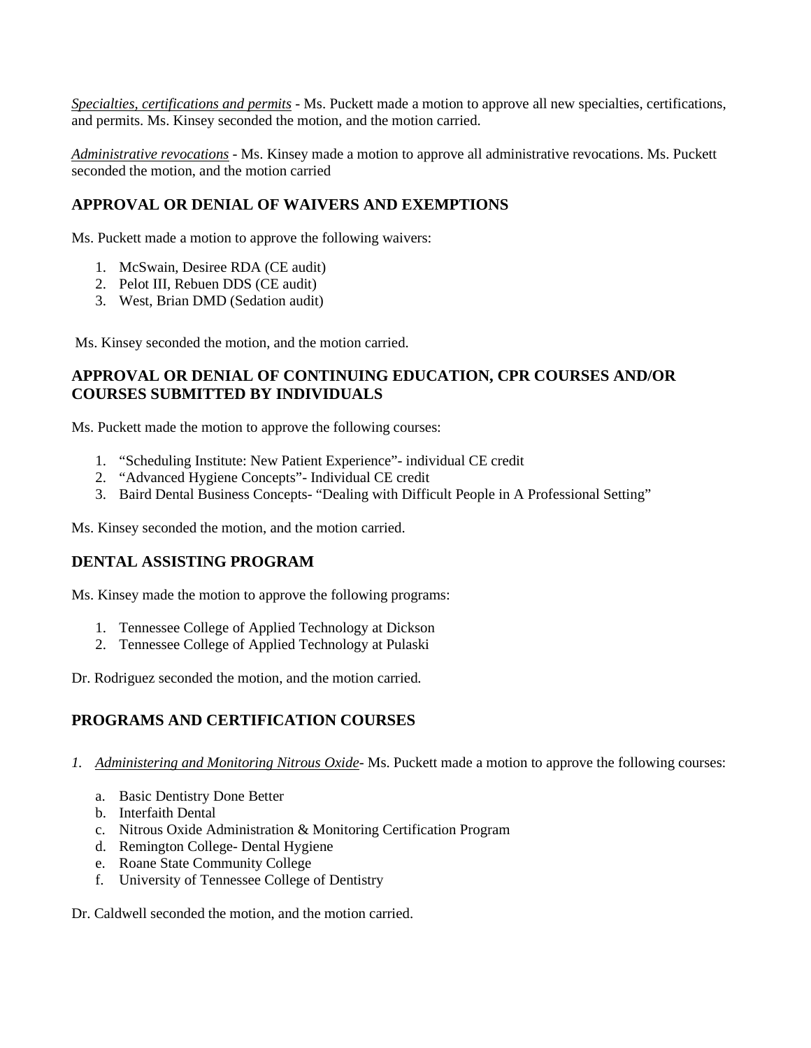*Specialties, certifications and permits* - Ms. Puckett made a motion to approve all new specialties, certifications, and permits. Ms. Kinsey seconded the motion, and the motion carried.

*Administrative revocations* - Ms. Kinsey made a motion to approve all administrative revocations. Ms. Puckett seconded the motion, and the motion carried

## APPROVAL OR DENIAL OF WAIVERS AND EXEMPTIONS

Ms. Puckett made a motion to approve the following waivers:

1. McSwain, Desiree RDA (CE audit)
2. Pelot III, Rebuen DDS (CE audit)
3. West, Brian DMD (Sedation audit)

Ms. Kinsey seconded the motion, and the motion carried.

## APPROVAL OR DENIAL OF CONTINUING EDUCATION, CPR COURSES AND/OR COURSES SUBMITTED BY INDIVIDUALS

Ms. Puckett made the motion to approve the following courses:

1. "Scheduling Institute: New Patient Experience"- individual CE credit
2. "Advanced Hygiene Concepts"- Individual CE credit
3. Baird Dental Business Concepts- "Dealing with Difficult People in A Professional Setting"

Ms. Kinsey seconded the motion, and the motion carried.

## DENTAL ASSISTING PROGRAM

Ms. Kinsey made the motion to approve the following programs:

1. Tennessee College of Applied Technology at Dickson
2. Tennessee College of Applied Technology at Pulaski

Dr. Rodriguez seconded the motion, and the motion carried.

## PROGRAMS AND CERTIFICATION COURSES

1. *Administering and Monitoring Nitrous Oxide*- Ms. Puckett made a motion to approve the following courses:

   a. Basic Dentistry Done Better
   b. Interfaith Dental
   c. Nitrous Oxide Administration & Monitoring Certification Program
   d. Remington College- Dental Hygiene
   e. Roane State Community College
   f. University of Tennessee College of Dentistry

Dr. Caldwell seconded the motion, and the motion carried.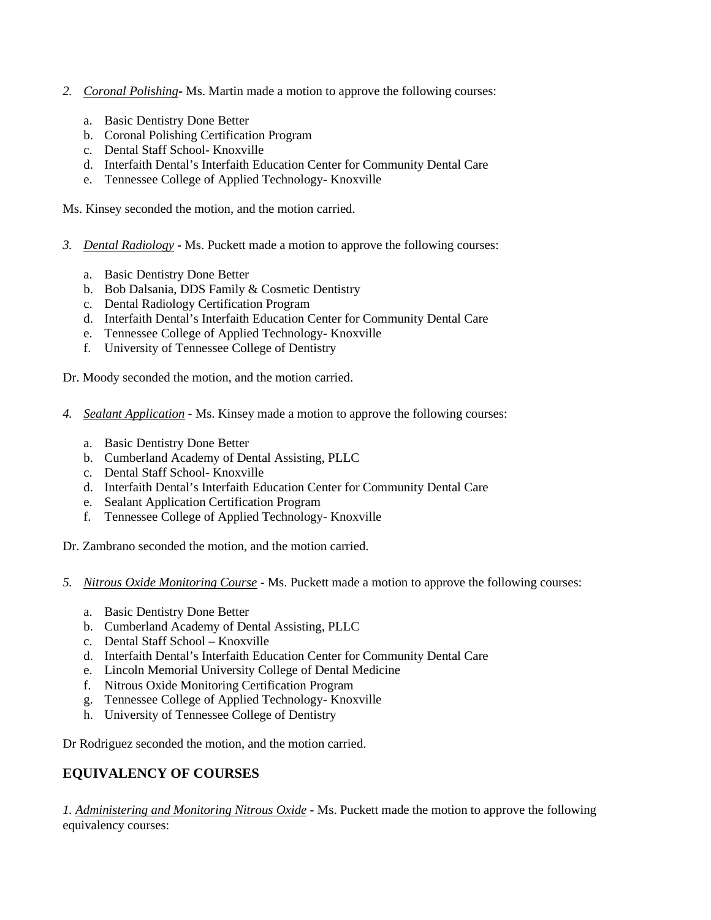2. *Coronal Polishing*- Ms. Martin made a motion to approve the following courses:

    a. Basic Dentistry Done Better
    b. Coronal Polishing Certification Program
    c. Dental Staff School- Knoxville
    d. Interfaith Dental's Interfaith Education Center for Community Dental Care
    e. Tennessee College of Applied Technology- Knoxville

Ms. Kinsey seconded the motion, and the motion carried.

3. *Dental Radiology* - Ms. Puckett made a motion to approve the following courses:

    a. Basic Dentistry Done Better
    b. Bob Dalsania, DDS Family & Cosmetic Dentistry
    c. Dental Radiology Certification Program
    d. Interfaith Dental's Interfaith Education Center for Community Dental Care
    e. Tennessee College of Applied Technology- Knoxville
    f. University of Tennessee College of Dentistry

Dr. Moody seconded the motion, and the motion carried.

4. *Sealant Application* - Ms. Kinsey made a motion to approve the following courses:

    a. Basic Dentistry Done Better
    b. Cumberland Academy of Dental Assisting, PLLC
    c. Dental Staff School- Knoxville
    d. Interfaith Dental's Interfaith Education Center for Community Dental Care
    e. Sealant Application Certification Program
    f. Tennessee College of Applied Technology- Knoxville

Dr. Zambrano seconded the motion, and the motion carried.

5. *Nitrous Oxide Monitoring Course* - Ms. Puckett made a motion to approve the following courses:

    a. Basic Dentistry Done Better
    b. Cumberland Academy of Dental Assisting, PLLC
    c. Dental Staff School – Knoxville
    d. Interfaith Dental's Interfaith Education Center for Community Dental Care
    e. Lincoln Memorial University College of Dental Medicine
    f. Nitrous Oxide Monitoring Certification Program
    g. Tennessee College of Applied Technology- Knoxville
    h. University of Tennessee College of Dentistry

Dr Rodriguez seconded the motion, and the motion carried.

## EQUIVALENCY OF COURSES

1. *Administering and Monitoring Nitrous Oxide* - Ms. Puckett made the motion to approve the following equivalency courses: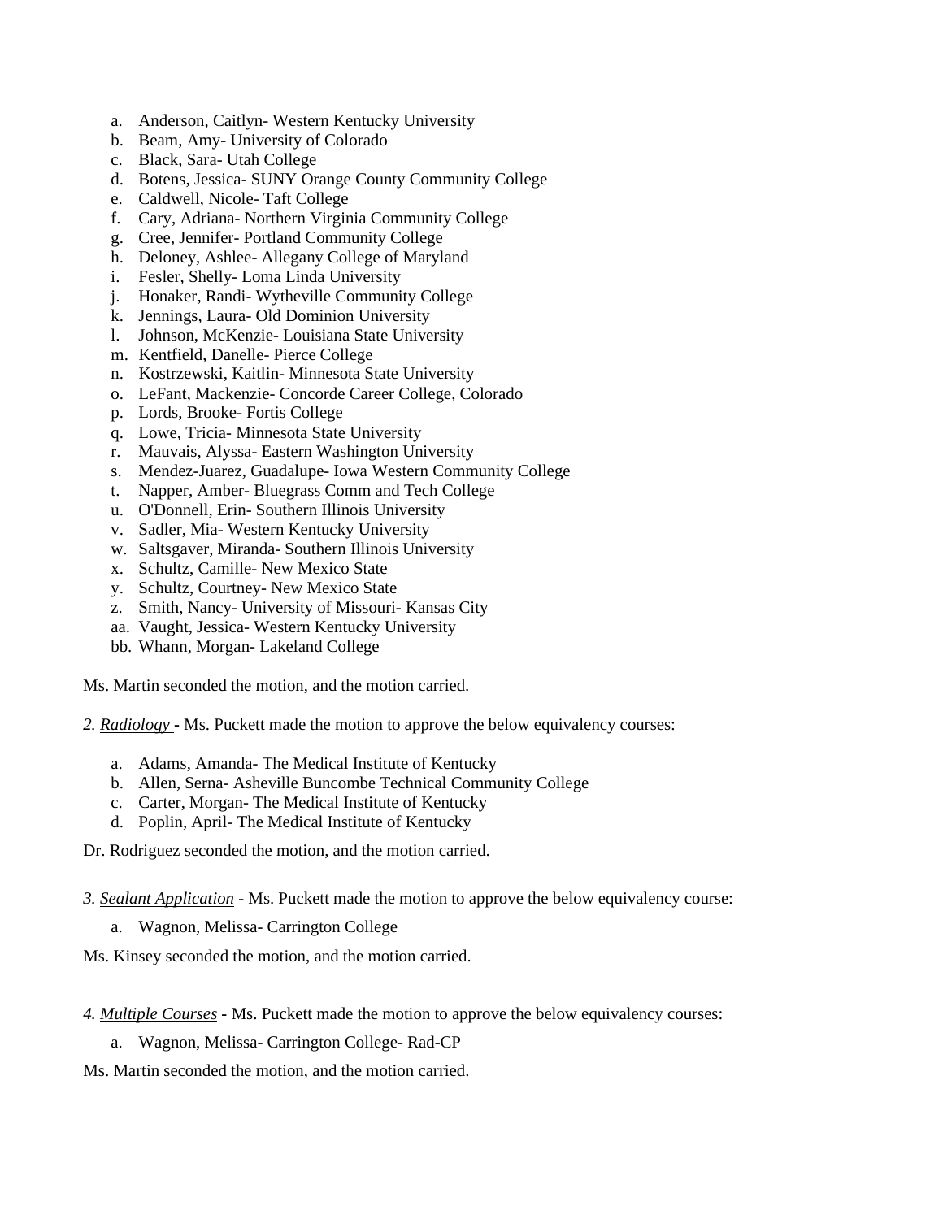a. Anderson, Caitlyn- Western Kentucky University
b. Beam, Amy- University of Colorado
c. Black, Sara- Utah College
d. Botens, Jessica- SUNY Orange County Community College
e. Caldwell, Nicole- Taft College
f. Cary, Adriana- Northern Virginia Community College
g. Cree, Jennifer- Portland Community College
h. Deloney, Ashlee- Allegany College of Maryland
i. Fesler, Shelly- Loma Linda University
j. Honaker, Randi- Wytheville Community College
k. Jennings, Laura- Old Dominion University
l. Johnson, McKenzie- Louisiana State University
m. Kentfield, Danelle- Pierce College
n. Kostrzewski, Kaitlin- Minnesota State University
o. LeFant, Mackenzie- Concorde Career College, Colorado
p. Lords, Brooke- Fortis College
q. Lowe, Tricia- Minnesota State University
r. Mauvais, Alyssa- Eastern Washington University
s. Mendez-Juarez, Guadalupe- Iowa Western Community College
t. Napper, Amber- Bluegrass Comm and Tech College
u. O'Donnell, Erin- Southern Illinois University
v. Sadler, Mia- Western Kentucky University
w. Saltsgaver, Miranda- Southern Illinois University
x. Schultz, Camille- New Mexico State
y. Schultz, Courtney- New Mexico State
z. Smith, Nancy- University of Missouri- Kansas City
aa. Vaught, Jessica- Western Kentucky University
bb. Whann, Morgan- Lakeland College

Ms. Martin seconded the motion, and the motion carried.

*2. <u>Radiology</u>* - Ms. Puckett made the motion to approve the below equivalency courses:

a. Adams, Amanda- The Medical Institute of Kentucky
b. Allen, Serna- Asheville Buncombe Technical Community College
c. Carter, Morgan- The Medical Institute of Kentucky
d. Poplin, April- The Medical Institute of Kentucky

Dr. Rodriguez seconded the motion, and the motion carried.

*3. <u>Sealant Application</u>* - Ms. Puckett made the motion to approve the below equivalency course:

a. Wagnon, Melissa- Carrington College

Ms. Kinsey seconded the motion, and the motion carried.

*4. <u>Multiple Courses</u>* - Ms. Puckett made the motion to approve the below equivalency courses:

a. Wagnon, Melissa- Carrington College- Rad-CP

Ms. Martin seconded the motion, and the motion carried.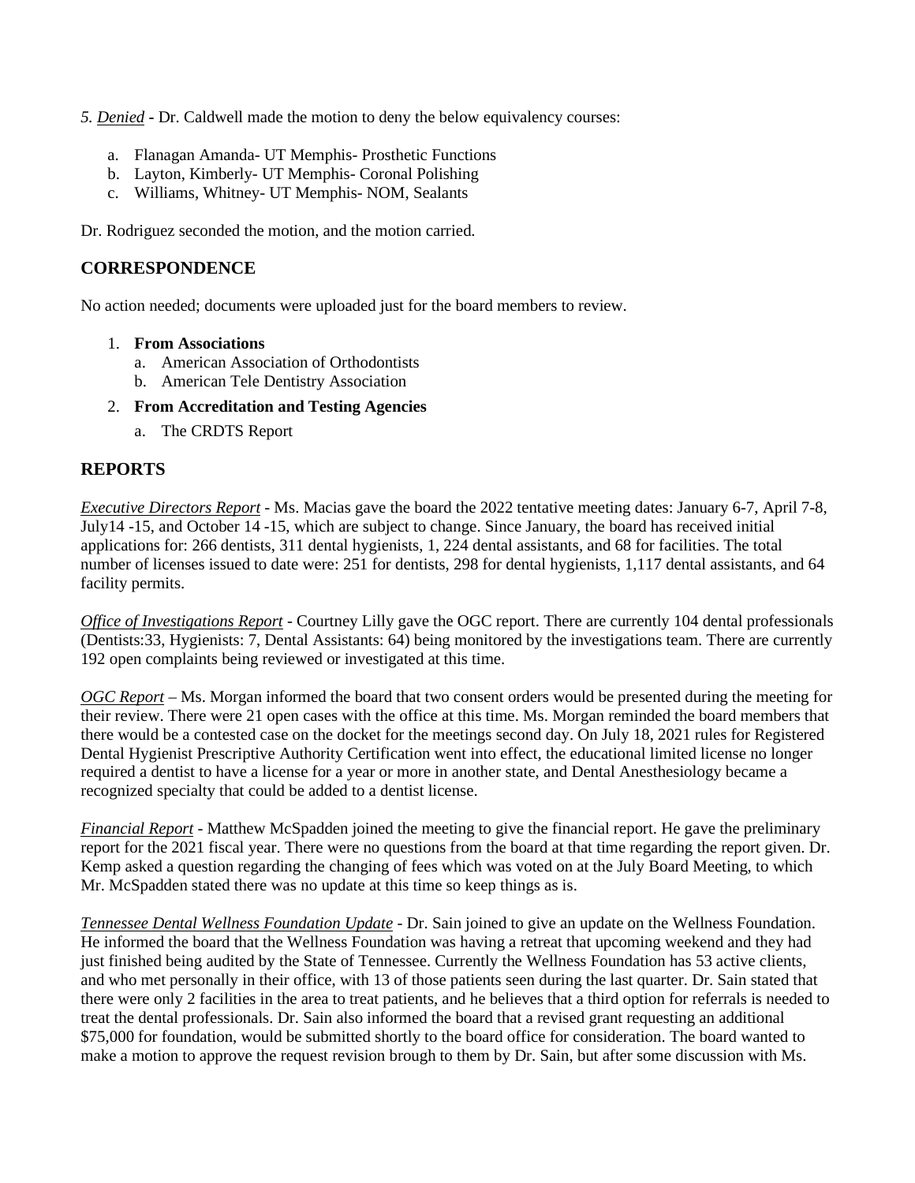*5. _Denied_* **-** Dr. Caldwell made the motion to deny the below equivalency courses:

a. Flanagan Amanda- UT Memphis- Prosthetic Functions
b. Layton, Kimberly- UT Memphis- Coronal Polishing
c. Williams, Whitney- UT Memphis- NOM, Sealants

Dr. Rodriguez seconded the motion, and the motion carried.

## CORRESPONDENCE

No action needed; documents were uploaded just for the board members to review.

1. **From Associations**
   a. American Association of Orthodontists
   b. American Tele Dentistry Association
2. **From Accreditation and Testing Agencies**
   a. The CRDTS Report

## REPORTS

*_Executive Directors Report_* - Ms. Macias gave the board the 2022 tentative meeting dates: January 6-7, April 7-8, July14 -15, and October 14 -15, which are subject to change. Since January, the board has received initial applications for: 266 dentists, 311 dental hygienists, 1, 224 dental assistants, and 68 for facilities. The total number of licenses issued to date were: 251 for dentists, 298 for dental hygienists, 1,117 dental assistants, and 64 facility permits.

*_Office of Investigations Report_* - Courtney Lilly gave the OGC report. There are currently 104 dental professionals (Dentists:33, Hygienists: 7, Dental Assistants: 64) being monitored by the investigations team. There are currently 192 open complaints being reviewed or investigated at this time.

*_OGC Report_* – Ms. Morgan informed the board that two consent orders would be presented during the meeting for their review. There were 21 open cases with the office at this time. Ms. Morgan reminded the board members that there would be a contested case on the docket for the meetings second day. On July 18, 2021 rules for Registered Dental Hygienist Prescriptive Authority Certification went into effect, the educational limited license no longer required a dentist to have a license for a year or more in another state, and Dental Anesthesiology became a recognized specialty that could be added to a dentist license.

*_Financial Report_* - Matthew McSpadden joined the meeting to give the financial report. He gave the preliminary report for the 2021 fiscal year. There were no questions from the board at that time regarding the report given. Dr. Kemp asked a question regarding the changing of fees which was voted on at the July Board Meeting, to which Mr. McSpadden stated there was no update at this time so keep things as is.

*_Tennessee Dental Wellness Foundation Update_* - Dr. Sain joined to give an update on the Wellness Foundation. He informed the board that the Wellness Foundation was having a retreat that upcoming weekend and they had just finished being audited by the State of Tennessee. Currently the Wellness Foundation has 53 active clients, and who met personally in their office, with 13 of those patients seen during the last quarter. Dr. Sain stated that there were only 2 facilities in the area to treat patients, and he believes that a third option for referrals is needed to treat the dental professionals. Dr. Sain also informed the board that a revised grant requesting an additional $75,000 for foundation, would be submitted shortly to the board office for consideration. The board wanted to make a motion to approve the request revision brough to them by Dr. Sain, but after some discussion with Ms.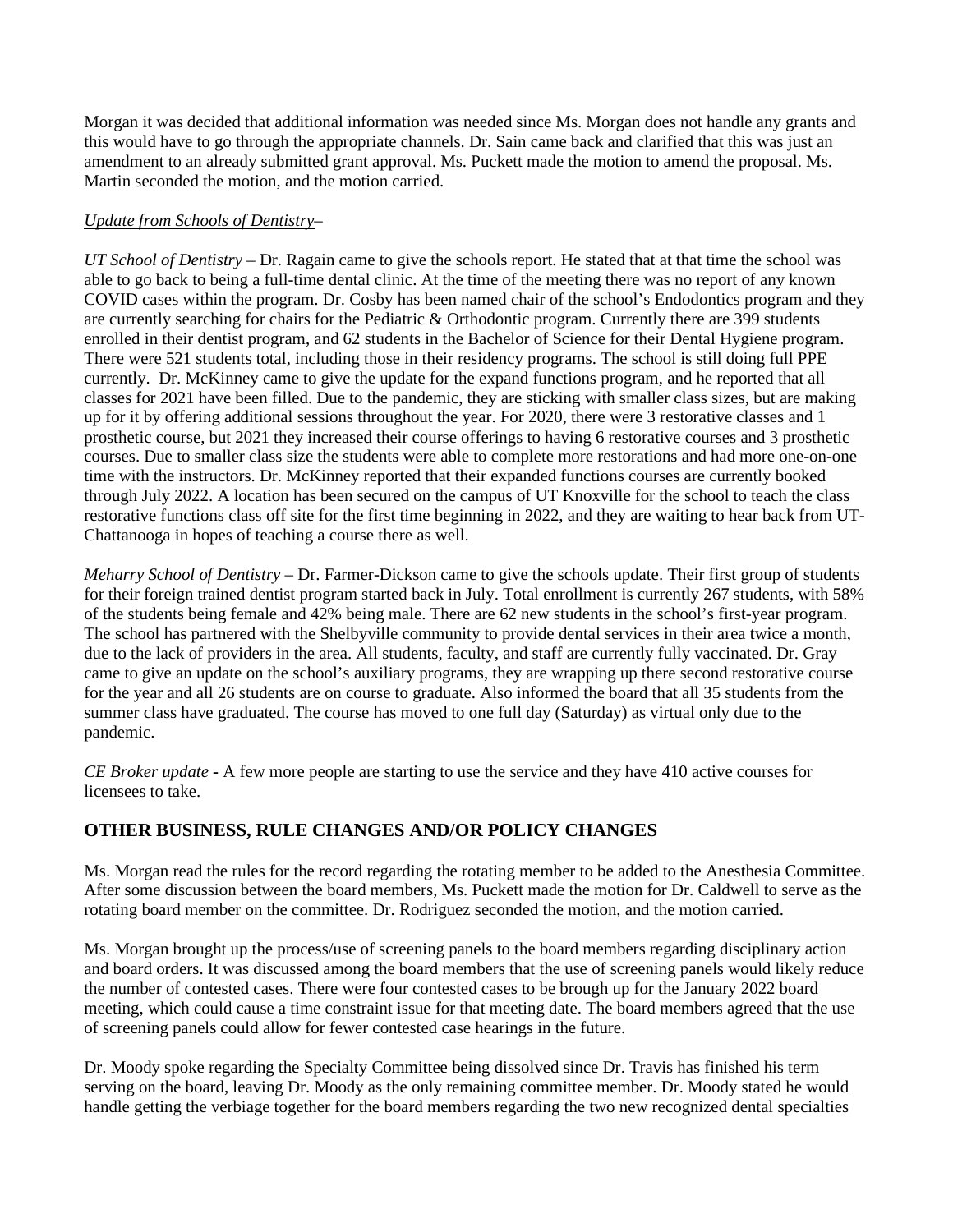Morgan it was decided that additional information was needed since Ms. Morgan does not handle any grants and this would have to go through the appropriate channels. Dr. Sain came back and clarified that this was just an amendment to an already submitted grant approval. Ms. Puckett made the motion to amend the proposal. Ms. Martin seconded the motion, and the motion carried.

*Update from Schools of Dentistry*–

*UT School of Dentistry* – Dr. Ragain came to give the schools report. He stated that at that time the school was able to go back to being a full-time dental clinic. At the time of the meeting there was no report of any known COVID cases within the program. Dr. Cosby has been named chair of the school's Endodontics program and they are currently searching for chairs for the Pediatric & Orthodontic program. Currently there are 399 students enrolled in their dentist program, and 62 students in the Bachelor of Science for their Dental Hygiene program. There were 521 students total, including those in their residency programs. The school is still doing full PPE currently. Dr. McKinney came to give the update for the expand functions program, and he reported that all classes for 2021 have been filled. Due to the pandemic, they are sticking with smaller class sizes, but are making up for it by offering additional sessions throughout the year. For 2020, there were 3 restorative classes and 1 prosthetic course, but 2021 they increased their course offerings to having 6 restorative courses and 3 prosthetic courses. Due to smaller class size the students were able to complete more restorations and had more one-on-one time with the instructors. Dr. McKinney reported that their expanded functions courses are currently booked through July 2022. A location has been secured on the campus of UT Knoxville for the school to teach the class restorative functions class off site for the first time beginning in 2022, and they are waiting to hear back from UT-Chattanooga in hopes of teaching a course there as well.

*Meharry School of Dentistry* – Dr. Farmer-Dickson came to give the schools update. Their first group of students for their foreign trained dentist program started back in July. Total enrollment is currently 267 students, with 58% of the students being female and 42% being male. There are 62 new students in the school's first-year program. The school has partnered with the Shelbyville community to provide dental services in their area twice a month, due to the lack of providers in the area. All students, faculty, and staff are currently fully vaccinated. Dr. Gray came to give an update on the school's auxiliary programs, they are wrapping up there second restorative course for the year and all 26 students are on course to graduate. Also informed the board that all 35 students from the summer class have graduated. The course has moved to one full day (Saturday) as virtual only due to the pandemic.

*CE Broker update* **-** A few more people are starting to use the service and they have 410 active courses for licensees to take.

## OTHER BUSINESS, RULE CHANGES AND/OR POLICY CHANGES

Ms. Morgan read the rules for the record regarding the rotating member to be added to the Anesthesia Committee. After some discussion between the board members, Ms. Puckett made the motion for Dr. Caldwell to serve as the rotating board member on the committee. Dr. Rodriguez seconded the motion, and the motion carried.

Ms. Morgan brought up the process/use of screening panels to the board members regarding disciplinary action and board orders. It was discussed among the board members that the use of screening panels would likely reduce the number of contested cases. There were four contested cases to be brough up for the January 2022 board meeting, which could cause a time constraint issue for that meeting date. The board members agreed that the use of screening panels could allow for fewer contested case hearings in the future.

Dr. Moody spoke regarding the Specialty Committee being dissolved since Dr. Travis has finished his term serving on the board, leaving Dr. Moody as the only remaining committee member. Dr. Moody stated he would handle getting the verbiage together for the board members regarding the two new recognized dental specialties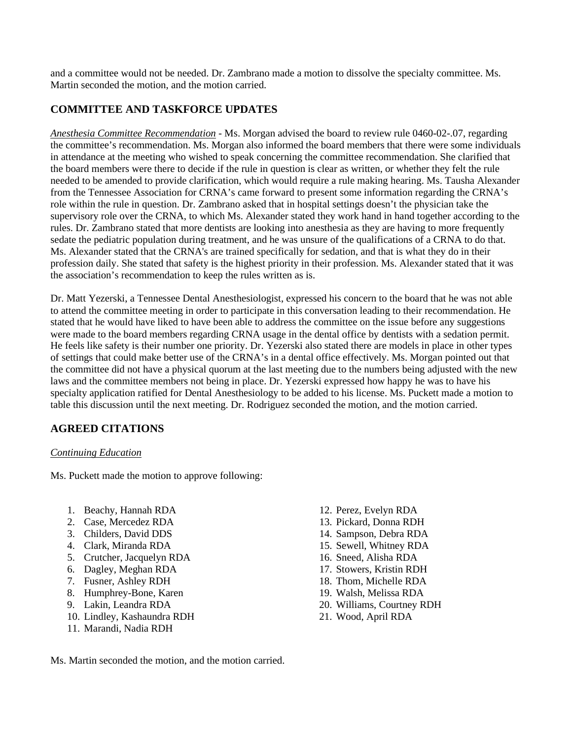and a committee would not be needed. Dr. Zambrano made a motion to dissolve the specialty committee. Ms. Martin seconded the motion, and the motion carried.

## COMMITTEE AND TASKFORCE UPDATES

*Anesthesia Committee Recommendation* - Ms. Morgan advised the board to review rule 0460-02-.07, regarding the committee's recommendation. Ms. Morgan also informed the board members that there were some individuals in attendance at the meeting who wished to speak concerning the committee recommendation. She clarified that the board members were there to decide if the rule in question is clear as written, or whether they felt the rule needed to be amended to provide clarification, which would require a rule making hearing. Ms. Tausha Alexander from the Tennessee Association for CRNA's came forward to present some information regarding the CRNA's role within the rule in question. Dr. Zambrano asked that in hospital settings doesn't the physician take the supervisory role over the CRNA, to which Ms. Alexander stated they work hand in hand together according to the rules. Dr. Zambrano stated that more dentists are looking into anesthesia as they are having to more frequently sedate the pediatric population during treatment, and he was unsure of the qualifications of a CRNA to do that. Ms. Alexander stated that the CRNA's are trained specifically for sedation, and that is what they do in their profession daily. She stated that safety is the highest priority in their profession. Ms. Alexander stated that it was the association's recommendation to keep the rules written as is.

Dr. Matt Yezerski, a Tennessee Dental Anesthesiologist, expressed his concern to the board that he was not able to attend the committee meeting in order to participate in this conversation leading to their recommendation. He stated that he would have liked to have been able to address the committee on the issue before any suggestions were made to the board members regarding CRNA usage in the dental office by dentists with a sedation permit. He feels like safety is their number one priority. Dr. Yezerski also stated there are models in place in other types of settings that could make better use of the CRNA's in a dental office effectively. Ms. Morgan pointed out that the committee did not have a physical quorum at the last meeting due to the numbers being adjusted with the new laws and the committee members not being in place. Dr. Yezerski expressed how happy he was to have his specialty application ratified for Dental Anesthesiology to be added to his license. Ms. Puckett made a motion to table this discussion until the next meeting. Dr. Rodriguez seconded the motion, and the motion carried.

## AGREED CITATIONS

*Continuing Education*

Ms. Puckett made the motion to approve following:

1. Beachy, Hannah RDA
2. Case, Mercedez RDA
3. Childers, David DDS
4. Clark, Miranda RDA
5. Crutcher, Jacquelyn RDA
6. Dagley, Meghan RDA
7. Fusner, Ashley RDH
8. Humphrey-Bone, Karen
9. Lakin, Leandra RDA
10. Lindley, Kashaundra RDH
11. Marandi, Nadia RDH
12. Perez, Evelyn RDA
13. Pickard, Donna RDH
14. Sampson, Debra RDA
15. Sewell, Whitney RDA
16. Sneed, Alisha RDA
17. Stowers, Kristin RDH
18. Thom, Michelle RDA
19. Walsh, Melissa RDA
20. Williams, Courtney RDH
21. Wood, April RDA

Ms. Martin seconded the motion, and the motion carried.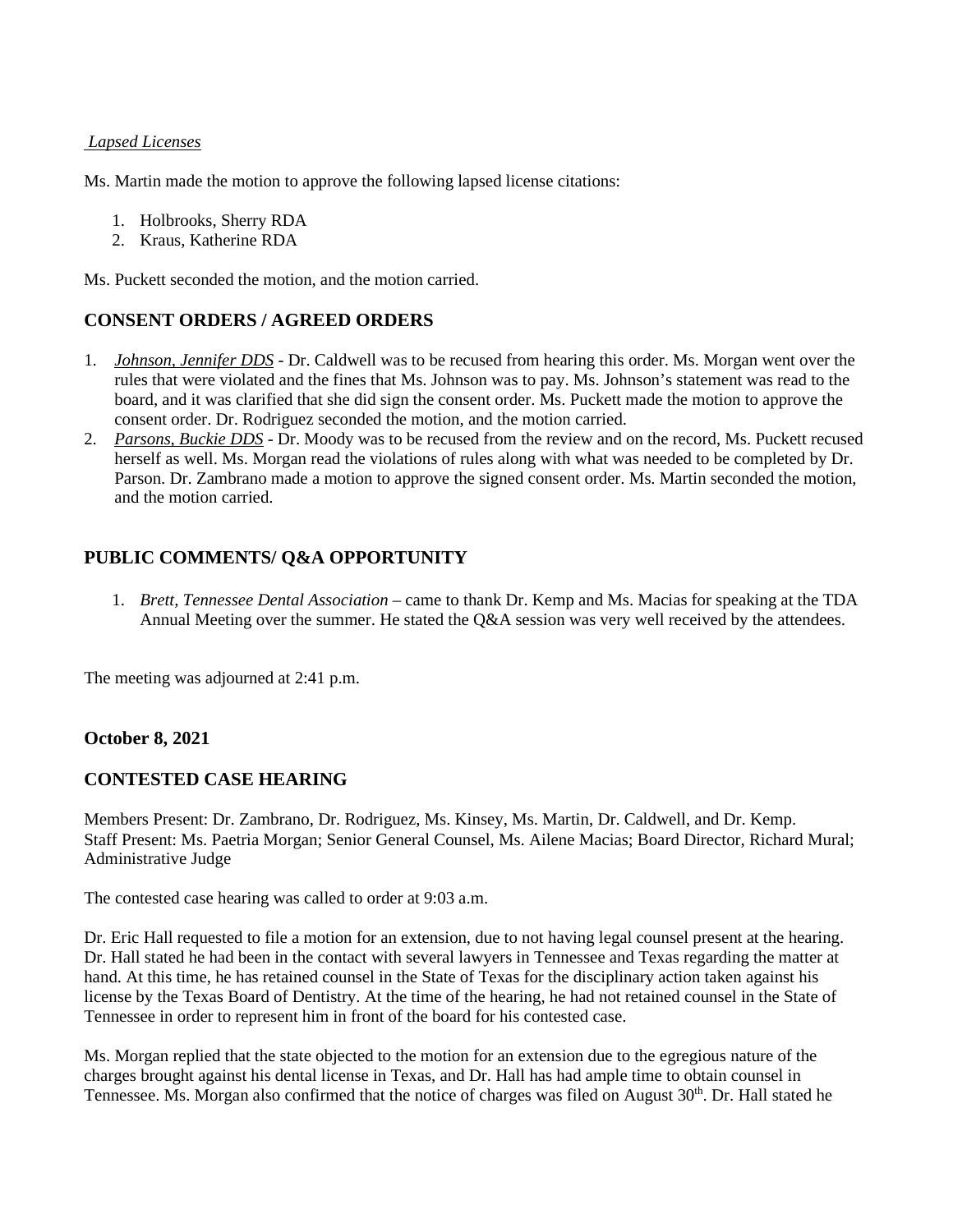*Lapsed Licenses*

Ms. Martin made the motion to approve the following lapsed license citations:

1. Holbrooks, Sherry RDA
2. Kraus, Katherine RDA

Ms. Puckett seconded the motion, and the motion carried.

## CONSENT ORDERS / AGREED ORDERS

1. *Johnson, Jennifer DDS* - Dr. Caldwell was to be recused from hearing this order. Ms. Morgan went over the rules that were violated and the fines that Ms. Johnson was to pay. Ms. Johnson's statement was read to the board, and it was clarified that she did sign the consent order. Ms. Puckett made the motion to approve the consent order. Dr. Rodriguez seconded the motion, and the motion carried.
2. *Parsons, Buckie DDS* - Dr. Moody was to be recused from the review and on the record, Ms. Puckett recused herself as well. Ms. Morgan read the violations of rules along with what was needed to be completed by Dr. Parson. Dr. Zambrano made a motion to approve the signed consent order. Ms. Martin seconded the motion, and the motion carried.

## PUBLIC COMMENTS/ Q&A OPPORTUNITY

1. *Brett, Tennessee Dental Association* – came to thank Dr. Kemp and Ms. Macias for speaking at the TDA Annual Meeting over the summer. He stated the Q&A session was very well received by the attendees.

The meeting was adjourned at 2:41 p.m.

**October 8, 2021**

## CONTESTED CASE HEARING

Members Present: Dr. Zambrano, Dr. Rodriguez, Ms. Kinsey, Ms. Martin, Dr. Caldwell, and Dr. Kemp.
Staff Present: Ms. Paetria Morgan; Senior General Counsel, Ms. Ailene Macias; Board Director, Richard Mural; Administrative Judge

The contested case hearing was called to order at 9:03 a.m.

Dr. Eric Hall requested to file a motion for an extension, due to not having legal counsel present at the hearing. Dr. Hall stated he had been in the contact with several lawyers in Tennessee and Texas regarding the matter at hand. At this time, he has retained counsel in the State of Texas for the disciplinary action taken against his license by the Texas Board of Dentistry. At the time of the hearing, he had not retained counsel in the State of Tennessee in order to represent him in front of the board for his contested case.

Ms. Morgan replied that the state objected to the motion for an extension due to the egregious nature of the charges brought against his dental license in Texas, and Dr. Hall has had ample time to obtain counsel in Tennessee. Ms. Morgan also confirmed that the notice of charges was filed on August 30th. Dr. Hall stated he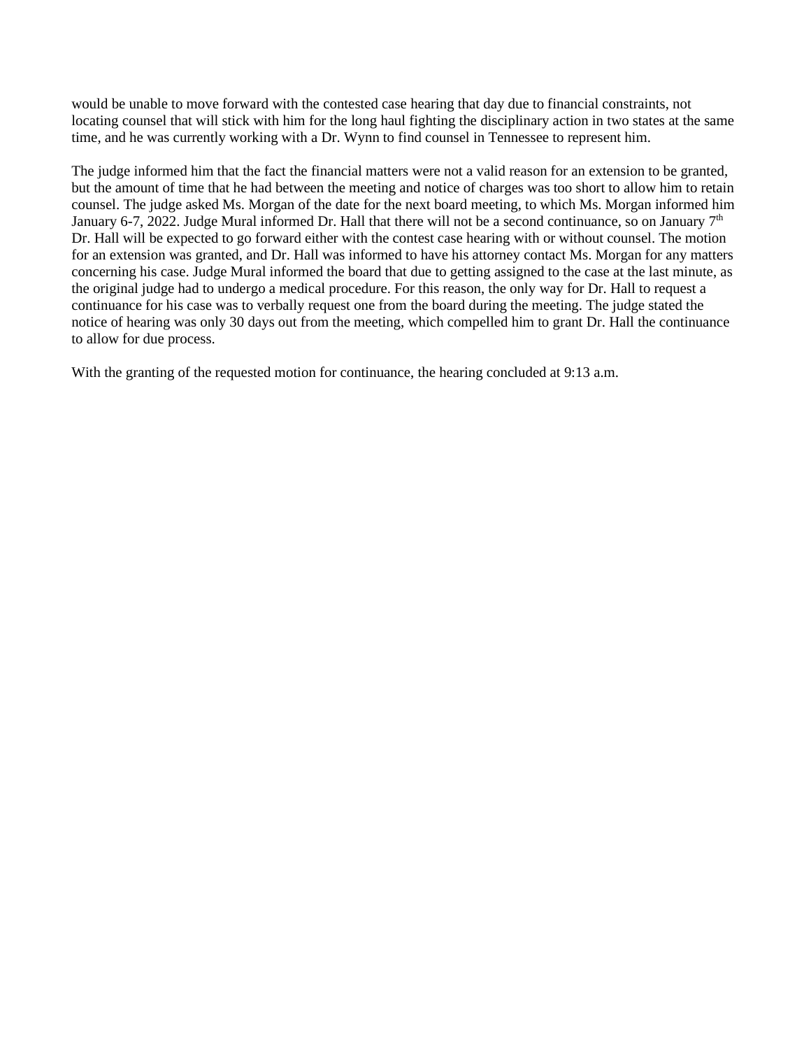would be unable to move forward with the contested case hearing that day due to financial constraints, not locating counsel that will stick with him for the long haul fighting the disciplinary action in two states at the same time, and he was currently working with a Dr. Wynn to find counsel in Tennessee to represent him.

The judge informed him that the fact the financial matters were not a valid reason for an extension to be granted, but the amount of time that he had between the meeting and notice of charges was too short to allow him to retain counsel. The judge asked Ms. Morgan of the date for the next board meeting, to which Ms. Morgan informed him January 6-7, 2022. Judge Mural informed Dr. Hall that there will not be a second continuance, so on January 7th Dr. Hall will be expected to go forward either with the contest case hearing with or without counsel. The motion for an extension was granted, and Dr. Hall was informed to have his attorney contact Ms. Morgan for any matters concerning his case. Judge Mural informed the board that due to getting assigned to the case at the last minute, as the original judge had to undergo a medical procedure. For this reason, the only way for Dr. Hall to request a continuance for his case was to verbally request one from the board during the meeting. The judge stated the notice of hearing was only 30 days out from the meeting, which compelled him to grant Dr. Hall the continuance to allow for due process.

With the granting of the requested motion for continuance, the hearing concluded at 9:13 a.m.